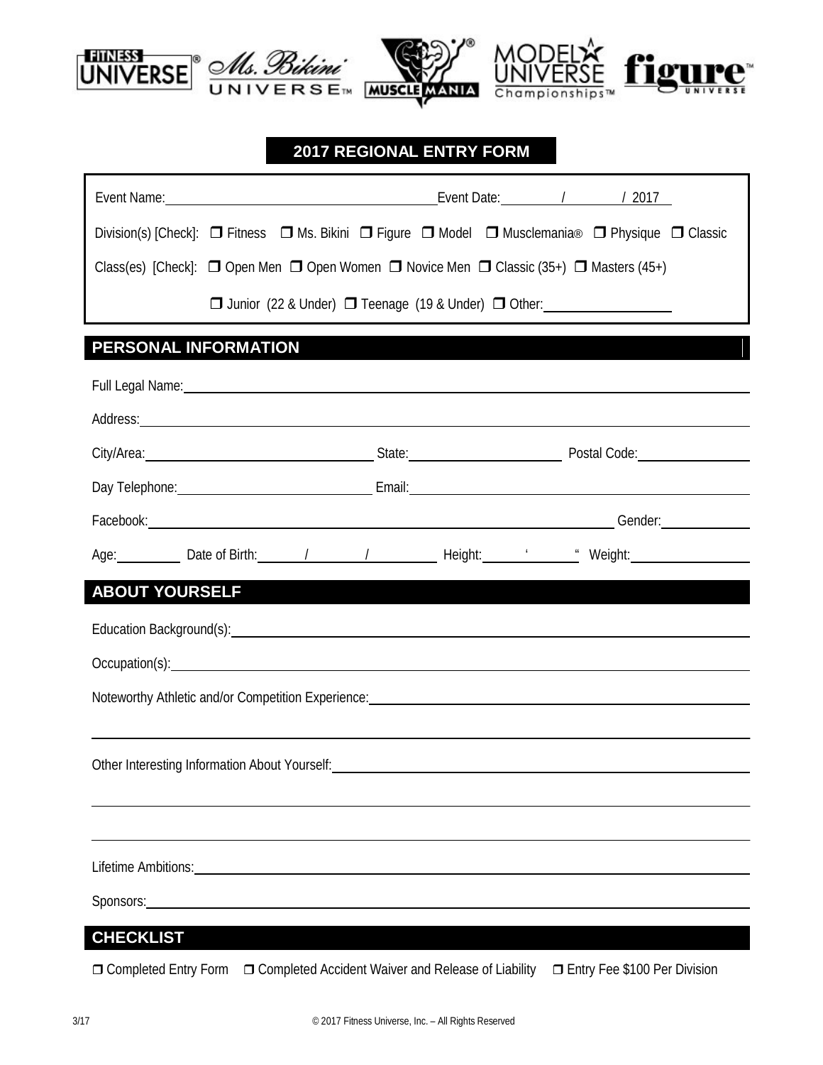FITNESS UNIVERSE® Ms. Bikini UNIVERSE™ MUSCLE MANIA® MODEL UNIVERSE Championships™ figure™ UNIVERSE

# 2017 REGIONAL ENTRY FORM

Event Name: ______________________ Event Date: ____ / ____ / 2017

Division(s) [Check]: ❒ Fitness ❒ Ms. Bikini ❒ Figure ❒ Model ❒ Musclemania® ❒ Physique ❒ Classic

Class(es) [Check]: ❒ Open Men ❒ Open Women ❒ Novice Men ❒ Classic (35+) ❒ Masters (45+)

❒ Junior (22 & Under) ❒ Teenage (19 & Under) ❒ Other: __________

## PERSONAL INFORMATION

Full Legal Name: ______________________

Address: ______________________

City/Area: __________ State: __________ Postal Code: __________

Day Telephone: __________ Email: __________

Facebook: __________ Gender: __________

Age: ______ Date of Birth: ____ / ____ / ____ Height: ____ ' ____ " Weight: __________

## ABOUT YOURSELF

Education Background(s): ______________________

Occupation(s): ______________________

Noteworthy Athletic and/or Competition Experience: ______________________

______________________

Other Interesting Information About Yourself: ______________________

______________________

______________________

Lifetime Ambitions: ______________________

Sponsors: ______________________

## CHECKLIST

❒ Completed Entry Form ❒ Completed Accident Waiver and Release of Liability ❒ Entry Fee $100 Per Division

3/17 © 2017 Fitness Universe, Inc. – All Rights Reserved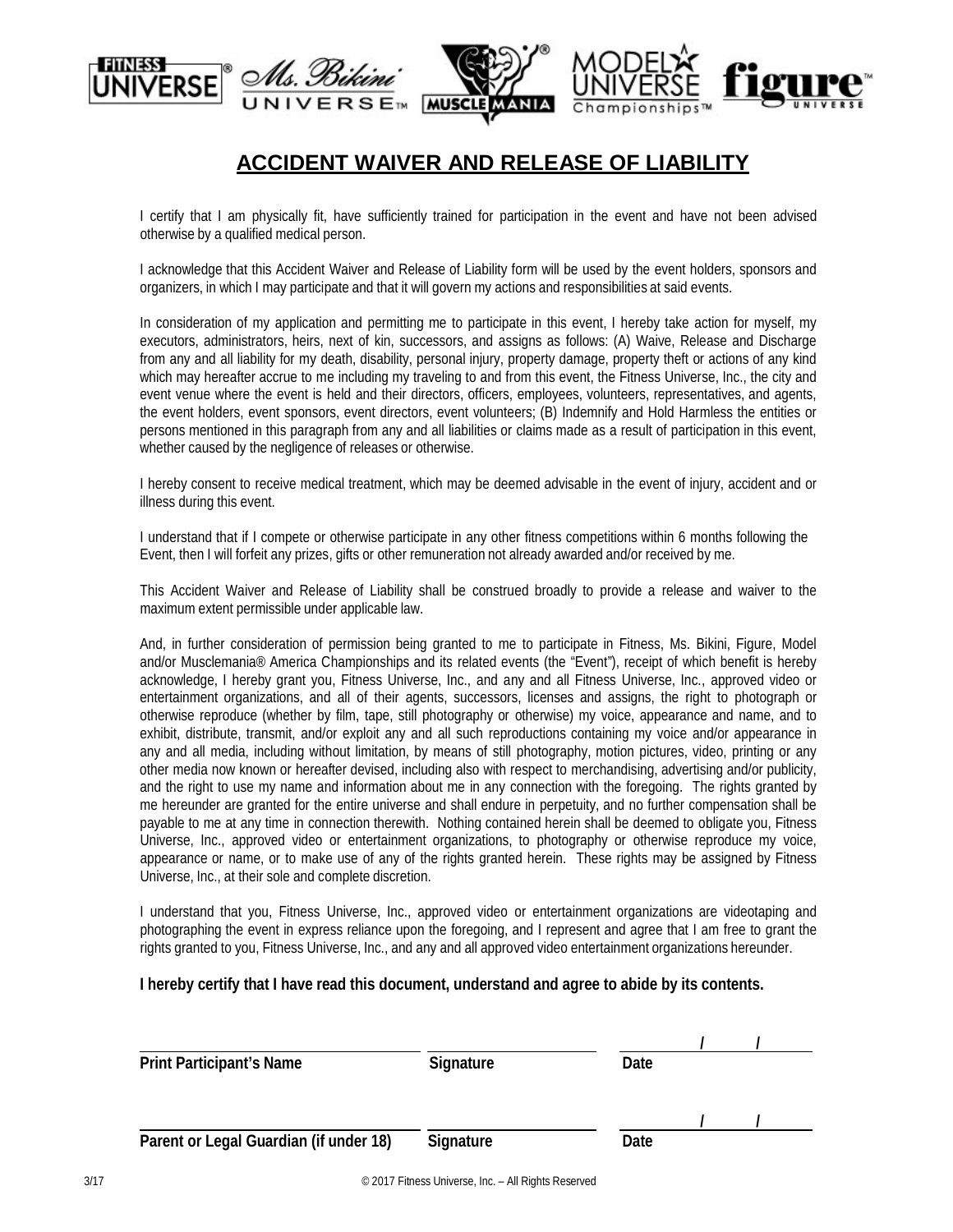# ACCIDENT WAIVER AND RELEASE OF LIABILITY

I certify that I am physically fit, have sufficiently trained for participation in the event and have not been advised otherwise by a qualified medical person.

I acknowledge that this Accident Waiver and Release of Liability form will be used by the event holders, sponsors and organizers, in which I may participate and that it will govern my actions and responsibilities at said events.

In consideration of my application and permitting me to participate in this event, I hereby take action for myself, my executors, administrators, heirs, next of kin, successors, and assigns as follows: (A) Waive, Release and Discharge from any and all liability for my death, disability, personal injury, property damage, property theft or actions of any kind which may hereafter accrue to me including my traveling to and from this event, the Fitness Universe, Inc., the city and event venue where the event is held and their directors, officers, employees, volunteers, representatives, and agents, the event holders, event sponsors, event directors, event volunteers; (B) Indemnify and Hold Harmless the entities or persons mentioned in this paragraph from any and all liabilities or claims made as a result of participation in this event, whether caused by the negligence of releases or otherwise.

I hereby consent to receive medical treatment, which may be deemed advisable in the event of injury, accident and or illness during this event.

I understand that if I compete or otherwise participate in any other fitness competitions within 6 months following the Event, then I will forfeit any prizes, gifts or other remuneration not already awarded and/or received by me.

This Accident Waiver and Release of Liability shall be construed broadly to provide a release and waiver to the maximum extent permissible under applicable law.

And, in further consideration of permission being granted to me to participate in Fitness, Ms. Bikini, Figure, Model and/or Musclemania® America Championships and its related events (the "Event"), receipt of which benefit is hereby acknowledge, I hereby grant you, Fitness Universe, Inc., and any and all Fitness Universe, Inc., approved video or entertainment organizations, and all of their agents, successors, licenses and assigns, the right to photograph or otherwise reproduce (whether by film, tape, still photography or otherwise) my voice, appearance and name, and to exhibit, distribute, transmit, and/or exploit any and all such reproductions containing my voice and/or appearance in any and all media, including without limitation, by means of still photography, motion pictures, video, printing or any other media now known or hereafter devised, including also with respect to merchandising, advertising and/or publicity, and the right to use my name and information about me in any connection with the foregoing. The rights granted by me hereunder are granted for the entire universe and shall endure in perpetuity, and no further compensation shall be payable to me at any time in connection therewith. Nothing contained herein shall be deemed to obligate you, Fitness Universe, Inc., approved video or entertainment organizations, to photography or otherwise reproduce my voice, appearance or name, or to make use of any of the rights granted herein. These rights may be assigned by Fitness Universe, Inc., at their sole and complete discretion.

I understand that you, Fitness Universe, Inc., approved video or entertainment organizations are videotaping and photographing the event in express reliance upon the foregoing, and I represent and agree that I am free to grant the rights granted to you, Fitness Universe, Inc., and any and all approved video entertainment organizations hereunder.

**I hereby certify that I have read this document, understand and agree to abide by its contents.**

| ____________________________ | ____________________ | ______/______/______ |
|---|---|---|
| **Print Participant's Name** | **Signature** | **Date** |
| ____________________________ | ____________________ | ______/______/______ |
| **Parent or Legal Guardian (if under 18)** | **Signature** | **Date** |

3/17 © 2017 Fitness Universe, Inc. – All Rights Reserved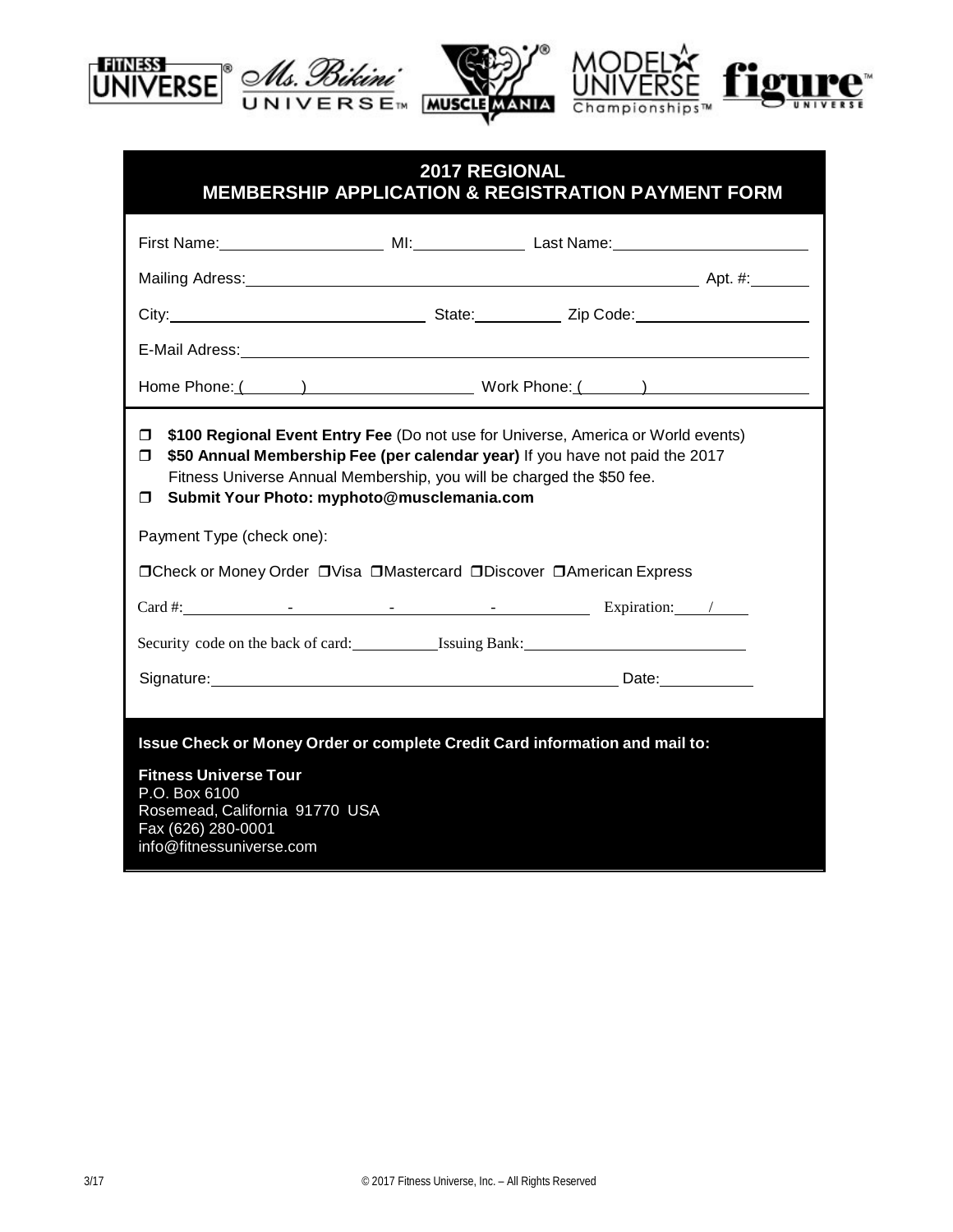FITNESS UNIVERSE® Ms. Bikini UNIVERSE™ MUSCLE MANIA® MODEL UNIVERSE Championships™ figure UNIVERSE™

## 2017 REGIONAL
## MEMBERSHIP APPLICATION & REGISTRATION PAYMENT FORM

First Name:____________________ MI:______________ Last Name:________________________

Mailing Adress:_______________________________________________________ Apt. #:________

City:______________________________ State:__________ Zip Code:_____________________

E-Mail Adress:_________________________________________________________________

Home Phone: (______)____________________ Work Phone: (______)____________________

- ❒ **$100 Regional Event Entry Fee** (Do not use for Universe, America or World events)
- ❒ **$50 Annual Membership Fee (per calendar year)** If you have not paid the 2017 Fitness Universe Annual Membership, you will be charged the $50 fee.
- ❒ **Submit Your Photo: myphoto@musclemania.com**

Payment Type (check one):

❒Check or Money Order ❒Visa ❒Mastercard ❒Discover ❒American Express

Card #:____________-____________-____________-____________ Expiration:____/____

Security code on the back of card:__________Issuing Bank:__________________________

Signature:_______________________________________________ Date:___________

**Issue Check or Money Order or complete Credit Card information and mail to:**

**Fitness Universe Tour**
P.O. Box 6100
Rosemead, California 91770 USA
Fax (626) 280-0001
info@fitnessuniverse.com

3/17

© 2017 Fitness Universe, Inc. – All Rights Reserved